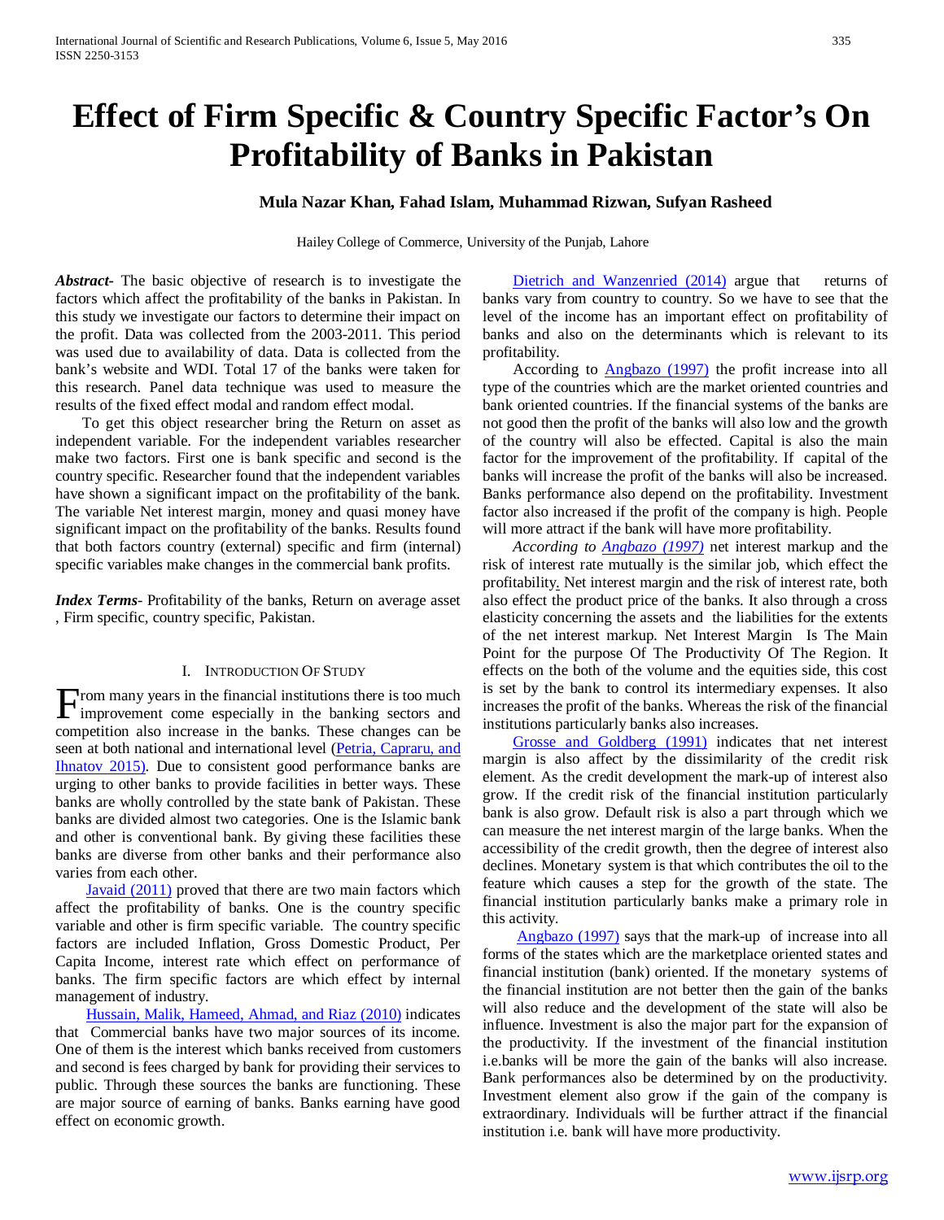# Effect of Firm Specific & Country Specific Factor's On Profitability of Banks in Pakistan

**Mula Nazar Khan, Fahad Islam, Muhammad Rizwan, Sufyan Rasheed**

Hailey College of Commerce, University of the Punjab, Lahore

***Abstract-*** The basic objective of research is to investigate the factors which affect the profitability of the banks in Pakistan. In this study we investigate our factors to determine their impact on the profit. Data was collected from the 2003-2011. This period was used due to availability of data. Data is collected from the bank's website and WDI. Total 17 of the banks were taken for this research. Panel data technique was used to measure the results of the fixed effect modal and random effect modal.

To get this object researcher bring the Return on asset as independent variable. For the independent variables researcher make two factors. First one is bank specific and second is the country specific. Researcher found that the independent variables have shown a significant impact on the profitability of the bank. The variable Net interest margin, money and quasi money have significant impact on the profitability of the banks. Results found that both factors country (external) specific and firm (internal) specific variables make changes in the commercial bank profits.

***Index Terms-*** Profitability of the banks, Return on average asset , Firm specific, country specific, Pakistan.

## I. Introduction Of Study

From many years in the financial institutions there is too much improvement come especially in the banking sectors and competition also increase in the banks. These changes can be seen at both national and international level (Petria, Capraru, and Ihnatov 2015). Due to consistent good performance banks are urging to other banks to provide facilities in better ways. These banks are wholly controlled by the state bank of Pakistan. These banks are divided almost two categories. One is the Islamic bank and other is conventional bank. By giving these facilities these banks are diverse from other banks and their performance also varies from each other.

Javaid (2011) proved that there are two main factors which affect the profitability of banks. One is the country specific variable and other is firm specific variable. The country specific factors are included Inflation, Gross Domestic Product, Per Capita Income, interest rate which effect on performance of banks. The firm specific factors are which effect by internal management of industry.

Hussain, Malik, Hameed, Ahmad, and Riaz (2010) indicates that Commercial banks have two major sources of its income. One of them is the interest which banks received from customers and second is fees charged by bank for providing their services to public. Through these sources the banks are functioning. These are major source of earning of banks. Banks earning have good effect on economic growth.

Dietrich and Wanzenried (2014) argue that returns of banks vary from country to country. So we have to see that the level of the income has an important effect on profitability of banks and also on the determinants which is relevant to its profitability.

According to Angbazo (1997) the profit increase into all type of the countries which are the market oriented countries and bank oriented countries. If the financial systems of the banks are not good then the profit of the banks will also low and the growth of the country will also be effected. Capital is also the main factor for the improvement of the profitability. If capital of the banks will increase the profit of the banks will also be increased. Banks performance also depend on the profitability. Investment factor also increased if the profit of the company is high. People will more attract if the bank will have more profitability.

*According to Angbazo (1997)* net interest markup and the risk of interest rate mutually is the similar job, which effect the profitability. Net interest margin and the risk of interest rate, both also effect the product price of the banks. It also through a cross elasticity concerning the assets and the liabilities for the extents of the net interest markup. Net Interest Margin Is The Main Point for the purpose Of The Productivity Of The Region. It effects on the both of the volume and the equities side, this cost is set by the bank to control its intermediary expenses. It also increases the profit of the banks. Whereas the risk of the financial institutions particularly banks also increases.

Grosse and Goldberg (1991) indicates that net interest margin is also affect by the dissimilarity of the credit risk element. As the credit development the mark-up of interest also grow. If the credit risk of the financial institution particularly bank is also grow. Default risk is also a part through which we can measure the net interest margin of the large banks. When the accessibility of the credit growth, then the degree of interest also declines. Monetary system is that which contributes the oil to the feature which causes a step for the growth of the state. The financial institution particularly banks make a primary role in this activity.

Angbazo (1997) says that the mark-up of increase into all forms of the states which are the marketplace oriented states and financial institution (bank) oriented. If the monetary systems of the financial institution are not better then the gain of the banks will also reduce and the development of the state will also be influence. Investment is also the major part for the expansion of the productivity. If the investment of the financial institution i.e.banks will be more the gain of the banks will also increase. Bank performances also be determined by on the productivity. Investment element also grow if the gain of the company is extraordinary. Individuals will be further attract if the financial institution i.e. bank will have more productivity.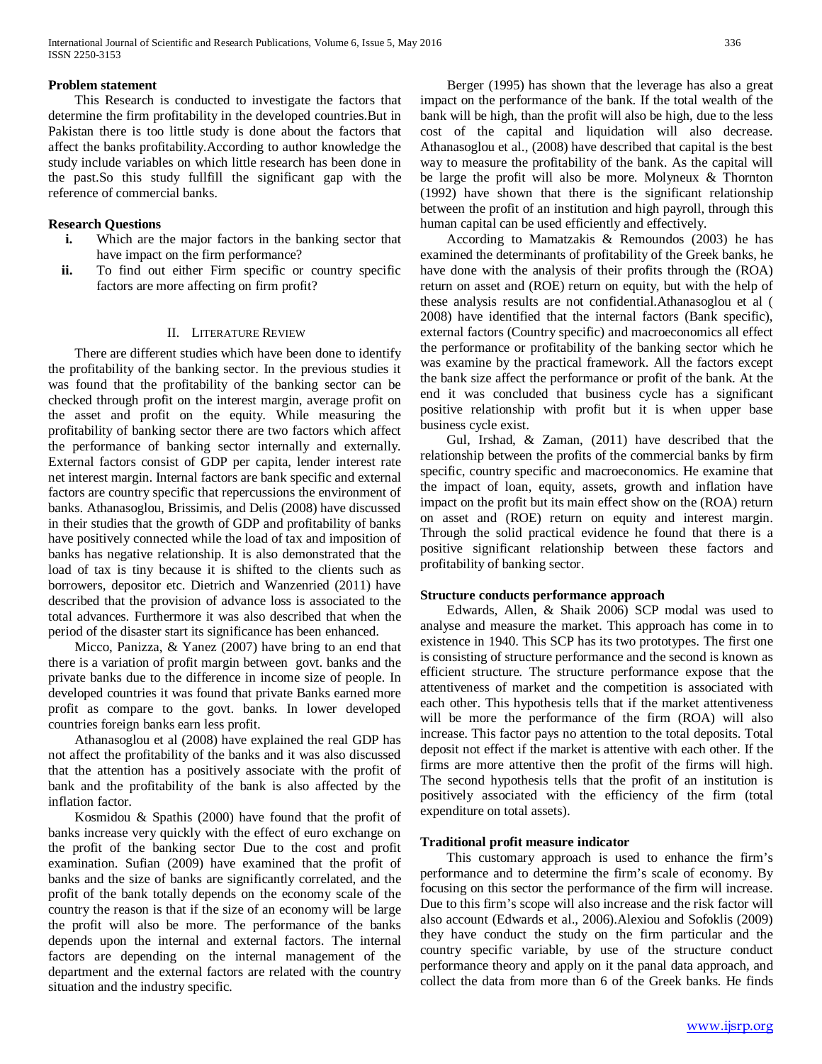**Problem statement**

This Research is conducted to investigate the factors that determine the firm profitability in the developed countries.But in Pakistan there is too little study is done about the factors that affect the banks profitability.According to author knowledge the study include variables on which little research has been done in the past.So this study fullfill the significant gap with the reference of commercial banks.

**Research Questions**

i. Which are the major factors in the banking sector that have impact on the firm performance?
ii. To find out either Firm specific or country specific factors are more affecting on firm profit?

## II. Literature Review

There are different studies which have been done to identify the profitability of the banking sector. In the previous studies it was found that the profitability of the banking sector can be checked through profit on the interest margin, average profit on the asset and profit on the equity. While measuring the profitability of banking sector there are two factors which affect the performance of banking sector internally and externally. External factors consist of GDP per capita, lender interest rate net interest margin. Internal factors are bank specific and external factors are country specific that repercussions the environment of banks. Athanasoglou, Brissimis, and Delis (2008) have discussed in their studies that the growth of GDP and profitability of banks have positively connected while the load of tax and imposition of banks has negative relationship. It is also demonstrated that the load of tax is tiny because it is shifted to the clients such as borrowers, depositor etc. Dietrich and Wanzenried (2011) have described that the provision of advance loss is associated to the total advances. Furthermore it was also described that when the period of the disaster start its significance has been enhanced.

Micco, Panizza, & Yanez (2007) have bring to an end that there is a variation of profit margin between govt. banks and the private banks due to the difference in income size of people. In developed countries it was found that private Banks earned more profit as compare to the govt. banks. In lower developed countries foreign banks earn less profit.

Athanasoglou et al (2008) have explained the real GDP has not affect the profitability of the banks and it was also discussed that the attention has a positively associate with the profit of bank and the profitability of the bank is also affected by the inflation factor.

Kosmidou & Spathis (2000) have found that the profit of banks increase very quickly with the effect of euro exchange on the profit of the banking sector Due to the cost and profit examination. Sufian (2009) have examined that the profit of banks and the size of banks are significantly correlated, and the profit of the bank totally depends on the economy scale of the country the reason is that if the size of an economy will be large the profit will also be more. The performance of the banks depends upon the internal and external factors. The internal factors are depending on the internal management of the department and the external factors are related with the country situation and the industry specific.

Berger (1995) has shown that the leverage has also a great impact on the performance of the bank. If the total wealth of the bank will be high, than the profit will also be high, due to the less cost of the capital and liquidation will also decrease. Athanasoglou et al., (2008) have described that capital is the best way to measure the profitability of the bank. As the capital will be large the profit will also be more. Molyneux & Thornton (1992) have shown that there is the significant relationship between the profit of an institution and high payroll, through this human capital can be used efficiently and effectively.

According to Mamatzakis & Remoundos (2003) he has examined the determinants of profitability of the Greek banks, he have done with the analysis of their profits through the (ROA) return on asset and (ROE) return on equity, but with the help of these analysis results are not confidential.Athanasoglou et al ( 2008) have identified that the internal factors (Bank specific), external factors (Country specific) and macroeconomics all effect the performance or profitability of the banking sector which he was examine by the practical framework. All the factors except the bank size affect the performance or profit of the bank. At the end it was concluded that business cycle has a significant positive relationship with profit but it is when upper base business cycle exist.

Gul, Irshad, & Zaman, (2011) have described that the relationship between the profits of the commercial banks by firm specific, country specific and macroeconomics. He examine that the impact of loan, equity, assets, growth and inflation have impact on the profit but its main effect show on the (ROA) return on asset and (ROE) return on equity and interest margin. Through the solid practical evidence he found that there is a positive significant relationship between these factors and profitability of banking sector.

**Structure conducts performance approach**

Edwards, Allen, & Shaik 2006) SCP modal was used to analyse and measure the market. This approach has come in to existence in 1940. This SCP has its two prototypes. The first one is consisting of structure performance and the second is known as efficient structure. The structure performance expose that the attentiveness of market and the competition is associated with each other. This hypothesis tells that if the market attentiveness will be more the performance of the firm (ROA) will also increase. This factor pays no attention to the total deposits. Total deposit not effect if the market is attentive with each other. If the firms are more attentive then the profit of the firms will high. The second hypothesis tells that the profit of an institution is positively associated with the efficiency of the firm (total expenditure on total assets).

**Traditional profit measure indicator**

This customary approach is used to enhance the firm's performance and to determine the firm's scale of economy. By focusing on this sector the performance of the firm will increase. Due to this firm's scope will also increase and the risk factor will also account (Edwards et al., 2006).Alexiou and Sofoklis (2009) they have conduct the study on the firm particular and the country specific variable, by use of the structure conduct performance theory and apply on it the panal data approach, and collect the data from more than 6 of the Greek banks. He finds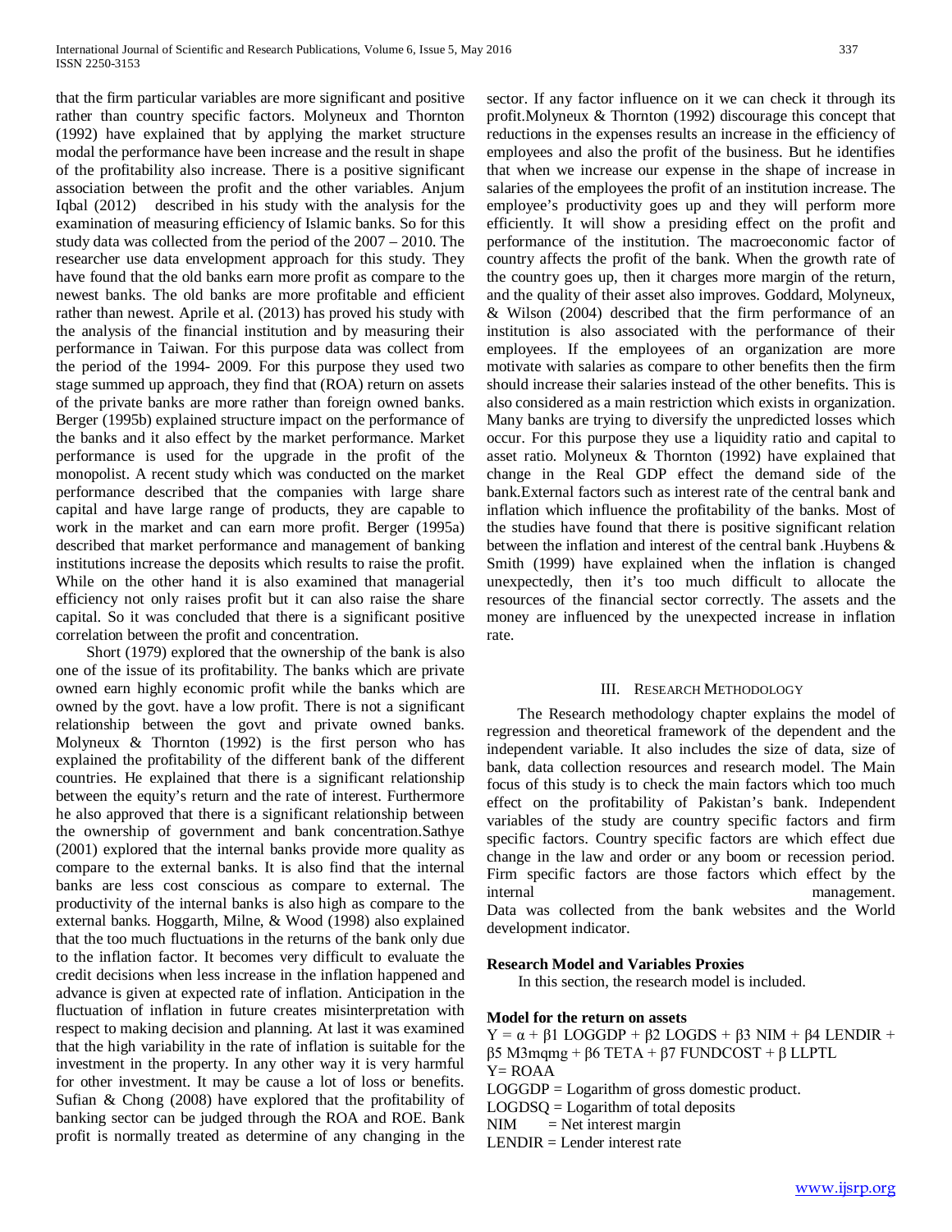that the firm particular variables are more significant and positive rather than country specific factors. Molyneux and Thornton (1992) have explained that by applying the market structure modal the performance have been increase and the result in shape of the profitability also increase. There is a positive significant association between the profit and the other variables. Anjum Iqbal (2012) described in his study with the analysis for the examination of measuring efficiency of Islamic banks. So for this study data was collected from the period of the 2007 – 2010. The researcher use data envelopment approach for this study. They have found that the old banks earn more profit as compare to the newest banks. The old banks are more profitable and efficient rather than newest. Aprile et al. (2013) has proved his study with the analysis of the financial institution and by measuring their performance in Taiwan. For this purpose data was collect from the period of the 1994- 2009. For this purpose they used two stage summed up approach, they find that (ROA) return on assets of the private banks are more rather than foreign owned banks. Berger (1995b) explained structure impact on the performance of the banks and it also effect by the market performance. Market performance is used for the upgrade in the profit of the monopolist. A recent study which was conducted on the market performance described that the companies with large share capital and have large range of products, they are capable to work in the market and can earn more profit. Berger (1995a) described that market performance and management of banking institutions increase the deposits which results to raise the profit. While on the other hand it is also examined that managerial efficiency not only raises profit but it can also raise the share capital. So it was concluded that there is a significant positive correlation between the profit and concentration.

Short (1979) explored that the ownership of the bank is also one of the issue of its profitability. The banks which are private owned earn highly economic profit while the banks which are owned by the govt. have a low profit. There is not a significant relationship between the govt and private owned banks. Molyneux & Thornton (1992) is the first person who has explained the profitability of the different bank of the different countries. He explained that there is a significant relationship between the equity's return and the rate of interest. Furthermore he also approved that there is a significant relationship between the ownership of government and bank concentration.Sathye (2001) explored that the internal banks provide more quality as compare to the external banks. It is also find that the internal banks are less cost conscious as compare to external. The productivity of the internal banks is also high as compare to the external banks. Hoggarth, Milne, & Wood (1998) also explained that the too much fluctuations in the returns of the bank only due to the inflation factor. It becomes very difficult to evaluate the credit decisions when less increase in the inflation happened and advance is given at expected rate of inflation. Anticipation in the fluctuation of inflation in future creates misinterpretation with respect to making decision and planning. At last it was examined that the high variability in the rate of inflation is suitable for the investment in the property. In any other way it is very harmful for other investment. It may be cause a lot of loss or benefits. Sufian & Chong (2008) have explored that the profitability of banking sector can be judged through the ROA and ROE. Bank profit is normally treated as determine of any changing in the sector. If any factor influence on it we can check it through its profit.Molyneux & Thornton (1992) discourage this concept that reductions in the expenses results an increase in the efficiency of employees and also the profit of the business. But he identifies that when we increase our expense in the shape of increase in salaries of the employees the profit of an institution increase. The employee's productivity goes up and they will perform more efficiently. It will show a presiding effect on the profit and performance of the institution. The macroeconomic factor of country affects the profit of the bank. When the growth rate of the country goes up, then it charges more margin of the return, and the quality of their asset also improves. Goddard, Molyneux, & Wilson (2004) described that the firm performance of an institution is also associated with the performance of their employees. If the employees of an organization are more motivate with salaries as compare to other benefits then the firm should increase their salaries instead of the other benefits. This is also considered as a main restriction which exists in organization. Many banks are trying to diversify the unpredicted losses which occur. For this purpose they use a liquidity ratio and capital to asset ratio. Molyneux & Thornton (1992) have explained that change in the Real GDP effect the demand side of the bank.External factors such as interest rate of the central bank and inflation which influence the profitability of the banks. Most of the studies have found that there is positive significant relation between the inflation and interest of the central bank .Huybens & Smith (1999) have explained when the inflation is changed unexpectedly, then it's too much difficult to allocate the resources of the financial sector correctly. The assets and the money are influenced by the unexpected increase in inflation rate.

## III. Research Methodology

The Research methodology chapter explains the model of regression and theoretical framework of the dependent and the independent variable. It also includes the size of data, size of bank, data collection resources and research model. The Main focus of this study is to check the main factors which too much effect on the profitability of Pakistan's bank. Independent variables of the study are country specific factors and firm specific factors. Country specific factors are which effect due change in the law and order or any boom or recession period. Firm specific factors are those factors which effect by the internal management.
Data was collected from the bank websites and the World development indicator.

### Research Model and Variables Proxies

In this section, the research model is included.

### Model for the return on assets

$$Y = \alpha + \beta 1 \text{ LOGGDP} + \beta 2 \text{ LOGDS} + \beta 3 \text{ NIM} + \beta 4 \text{ LENDIR} + \beta 5 \text{ M3mqmg} + \beta 6 \text{ TETA} + \beta 7 \text{ FUNDCOST} + \beta \text{ LLPTL}$$

Y= ROAA

LOGGDP = Logarithm of gross domestic product.

LOGDSQ = Logarithm of total deposits

NIM = Net interest margin

LENDIR = Lender interest rate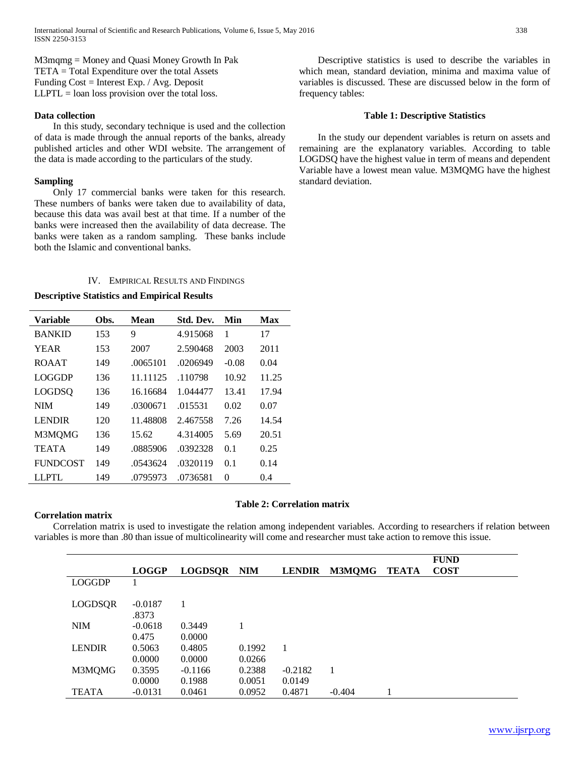M3mqmg = Money and Quasi Money Growth In Pak
TETA = Total Expenditure over the total Assets
Funding Cost = Interest Exp. / Avg. Deposit
LLPTL = loan loss provision over the total loss.

### Data collection

In this study, secondary technique is used and the collection of data is made through the annual reports of the banks, already published articles and other WDI website. The arrangement of the data is made according to the particulars of the study.

### Sampling

Only 17 commercial banks were taken for this research. These numbers of banks were taken due to availability of data, because this data was avail best at that time. If a number of the banks were increased then the availability of data decrease. The banks were taken as a random sampling. These banks include both the Islamic and conventional banks.

## IV. Empirical Results and Findings

### Descriptive Statistics and Empirical Results

Descriptive statistics is used to describe the variables in which mean, standard deviation, minima and maxima value of variables is discussed. These are discussed below in the form of frequency tables:

**Table 1: Descriptive Statistics**

| Variable | Obs. | Mean | Std. Dev. | Min | Max |
|---|---|---|---|---|---|
| BANKID | 153 | 9 | 4.915068 | 1 | 17 |
| YEAR | 153 | 2007 | 2.590468 | 2003 | 2011 |
| ROAAT | 149 | .0065101 | .0206949 | -0.08 | 0.04 |
| LOGGDP | 136 | 11.11125 | .110798 | 10.92 | 11.25 |
| LOGDSQ | 136 | 16.16684 | 1.044477 | 13.41 | 17.94 |
| NIM | 149 | .0300671 | .015531 | 0.02 | 0.07 |
| LENDIR | 120 | 11.48808 | 2.467558 | 7.26 | 14.54 |
| M3MQMG | 136 | 15.62 | 4.314005 | 5.69 | 20.51 |
| TEATA | 149 | .0885906 | .0392328 | 0.1 | 0.25 |
| FUNDCOST | 149 | .0543624 | .0320119 | 0.1 | 0.14 |
| LLPTL | 149 | .0795973 | .0736581 | 0 | 0.4 |

In the study our dependent variables is return on assets and remaining are the explanatory variables. According to table LOGDSQ have the highest value in term of means and dependent Variable have a lowest mean value. M3MQMG have the highest standard deviation.

### Correlation matrix

Correlation matrix is used to investigate the relation among independent variables. According to researchers if relation between variables is more than .80 than issue of multicolinearity will come and researcher must take action to remove this issue.

**Table 2: Correlation matrix**

| | LOGGP | LOGDSQR | NIM | LENDIR | M3MQMG | TEATA | FUND COST |
|---|---|---|---|---|---|---|---|
| LOGGDP | 1 | | | | | | |
| LOGDSQR | -0.0187 | 1 | | | | | |
| | .8373 | | | | | | |
| NIM | -0.0618 | 0.3449 | 1 | | | | |
| | 0.475 | 0.0000 | | | | | |
| LENDIR | 0.5063 | 0.4805 | 0.1992 | 1 | | | |
| | 0.0000 | 0.0000 | 0.0266 | | | | |
| M3MQMG | 0.3595 | -0.1166 | 0.2388 | -0.2182 | 1 | | |
| | 0.0000 | 0.1988 | 0.0051 | 0.0149 | | | |
| TEATA | -0.0131 | 0.0461 | 0.0952 | 0.4871 | -0.404 | 1 | |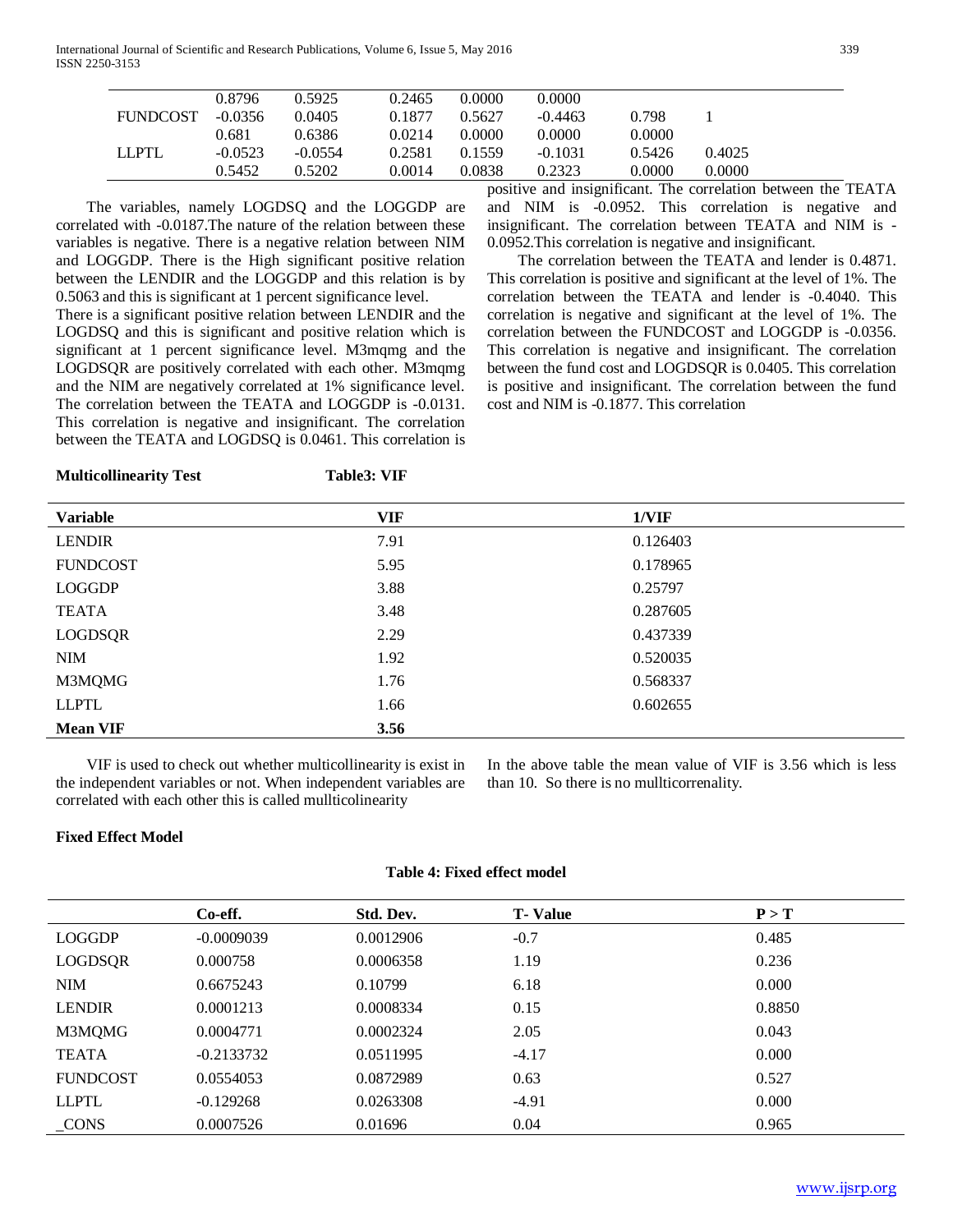| | | | | | | | |
|---|---|---|---|---|---|---|---|
| | 0.8796 | 0.5925 | 0.2465 | 0.0000 | 0.0000 | | |
| FUNDCOST | -0.0356 | 0.0405 | 0.1877 | 0.5627 | -0.4463 | 0.798 | 1 |
| | 0.681 | 0.6386 | 0.0214 | 0.0000 | 0.0000 | 0.0000 | |
| LLPTL | -0.0523 | -0.0554 | 0.2581 | 0.1559 | -0.1031 | 0.5426 | 0.4025 |
| | 0.5452 | 0.5202 | 0.0014 | 0.0838 | 0.2323 | 0.0000 | 0.0000 |

The variables, namely LOGDSQ and the LOGGDP are correlated with -0.0187.The nature of the relation between these variables is negative. There is a negative relation between NIM and LOGGDP. There is the High significant positive relation between the LENDIR and the LOGGDP and this relation is by 0.5063 and this is significant at 1 percent significance level.

There is a significant positive relation between LENDIR and the LOGDSQ and this is significant and positive relation which is significant at 1 percent significance level. M3mqmg and the LOGDSQR are positively correlated with each other. M3mqmg and the NIM are negatively correlated at 1% significance level. The correlation between the TEATA and LOGGDP is -0.0131. This correlation is negative and insignificant. The correlation between the TEATA and LOGDSQ is 0.0461. This correlation is positive and insignificant. The correlation between the TEATA and NIM is -0.0952. This correlation is negative and insignificant. The correlation between TEATA and NIM is -0.0952.This correlation is negative and insignificant.

The correlation between the TEATA and lender is 0.4871. This correlation is positive and significant at the level of 1%. The correlation between the TEATA and lender is -0.4040. This correlation is negative and significant at the level of 1%. The correlation between the FUNDCOST and LOGGDP is -0.0356. This correlation is negative and insignificant. The correlation between the fund cost and LOGDSQR is 0.0405. This correlation is positive and insignificant. The correlation between the fund cost and NIM is -0.1877. This correlation

**Multicollinearity Test** **Table3: VIF**

| Variable | VIF | 1/VIF |
|---|---|---|
| LENDIR | 7.91 | 0.126403 |
| FUNDCOST | 5.95 | 0.178965 |
| LOGGDP | 3.88 | 0.25797 |
| TEATA | 3.48 | 0.287605 |
| LOGDSQR | 2.29 | 0.437339 |
| NIM | 1.92 | 0.520035 |
| M3MQMG | 1.76 | 0.568337 |
| LLPTL | 1.66 | 0.602655 |
| **Mean VIF** | **3.56** | |

VIF is used to check out whether multicollinearity is exist in the independent variables or not. When independent variables are correlated with each other this is called mullticolinearity

In the above table the mean value of VIF is 3.56 which is less than 10. So there is no mullticorrenality.

**Fixed Effect Model**

**Table 4: Fixed effect model**

| | Co-eff. | Std. Dev. | T- Value | P > T |
|---|---|---|---|---|
| LOGGDP | -0.0009039 | 0.0012906 | -0.7 | 0.485 |
| LOGDSQR | 0.000758 | 0.0006358 | 1.19 | 0.236 |
| NIM | 0.6675243 | 0.10799 | 6.18 | 0.000 |
| LENDIR | 0.0001213 | 0.0008334 | 0.15 | 0.8850 |
| M3MQMG | 0.0004771 | 0.0002324 | 2.05 | 0.043 |
| TEATA | -0.2133732 | 0.0511995 | -4.17 | 0.000 |
| FUNDCOST | 0.0554053 | 0.0872989 | 0.63 | 0.527 |
| LLPTL | -0.129268 | 0.0263308 | -4.91 | 0.000 |
| _CONS | 0.0007526 | 0.01696 | 0.04 | 0.965 |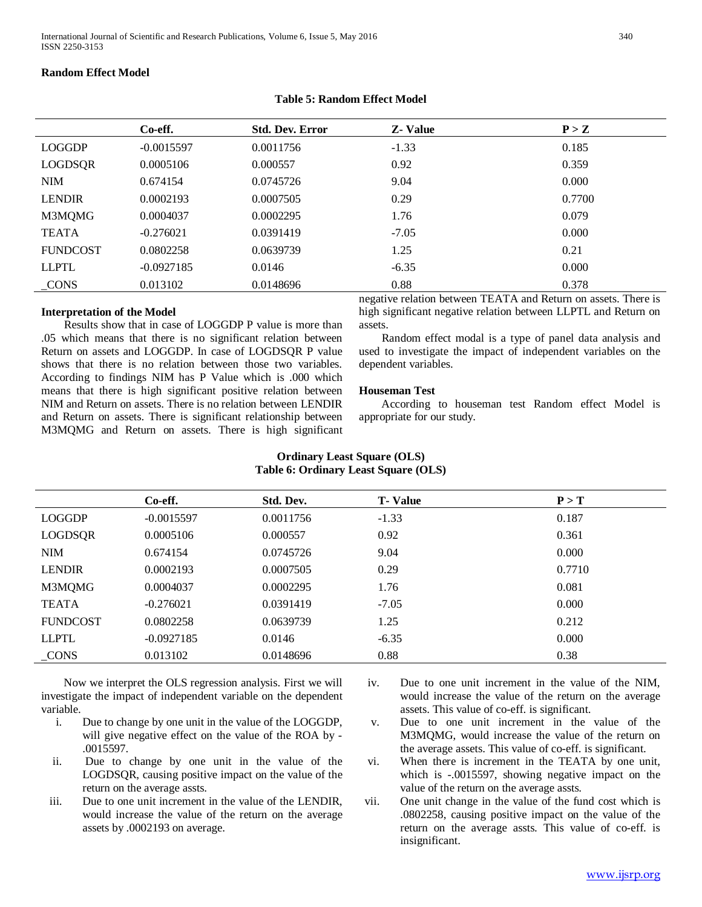## Random Effect Model

**Table 5: Random Effect Model**

| | Co-eff. | Std. Dev. Error | Z- Value | P > Z |
|---|---|---|---|---|
| LOGGDP | -0.0015597 | 0.0011756 | -1.33 | 0.185 |
| LOGDSQR | 0.0005106 | 0.000557 | 0.92 | 0.359 |
| NIM | 0.674154 | 0.0745726 | 9.04 | 0.000 |
| LENDIR | 0.0002193 | 0.0007505 | 0.29 | 0.7700 |
| M3MQMG | 0.0004037 | 0.0002295 | 1.76 | 0.079 |
| TEATA | -0.276021 | 0.0391419 | -7.05 | 0.000 |
| FUNDCOST | 0.0802258 | 0.0639739 | 1.25 | 0.21 |
| LLPTL | -0.0927185 | 0.0146 | -6.35 | 0.000 |
| _CONS | 0.013102 | 0.0148696 | 0.88 | 0.378 |

### Interpretation of the Model

Results show that in case of LOGGDP P value is more than .05 which means that there is no significant relation between Return on assets and LOGGDP. In case of LOGDSQR P value shows that there is no relation between those two variables. According to findings NIM has P Value which is .000 which means that there is high significant positive relation between NIM and Return on assets. There is no relation between LENDIR and Return on assets. There is significant relationship between M3MQMG and Return on assets. There is high significant negative relation between TEATA and Return on assets. There is high significant negative relation between LLPTL and Return on assets.

Random effect modal is a type of panel data analysis and used to investigate the impact of independent variables on the dependent variables.

### Houseman Test

According to houseman test Random effect Model is appropriate for our study.

## Ordinary Least Square (OLS)

**Table 6: Ordinary Least Square (OLS)**

| | Co-eff. | Std. Dev. | T- Value | P > T |
|---|---|---|---|---|
| LOGGDP | -0.0015597 | 0.0011756 | -1.33 | 0.187 |
| LOGDSQR | 0.0005106 | 0.000557 | 0.92 | 0.361 |
| NIM | 0.674154 | 0.0745726 | 9.04 | 0.000 |
| LENDIR | 0.0002193 | 0.0007505 | 0.29 | 0.7710 |
| M3MQMG | 0.0004037 | 0.0002295 | 1.76 | 0.081 |
| TEATA | -0.276021 | 0.0391419 | -7.05 | 0.000 |
| FUNDCOST | 0.0802258 | 0.0639739 | 1.25 | 0.212 |
| LLPTL | -0.0927185 | 0.0146 | -6.35 | 0.000 |
| _CONS | 0.013102 | 0.0148696 | 0.88 | 0.38 |

Now we interpret the OLS regression analysis. First we will investigate the impact of independent variable on the dependent variable.

i. Due to change by one unit in the value of the LOGGDP, will give negative effect on the value of the ROA by -.0015597.
ii. Due to change by one unit in the value of the LOGDSQR, causing positive impact on the value of the return on the average assts.
iii. Due to one unit increment in the value of the LENDIR, would increase the value of the return on the average assets by .0002193 on average.
iv. Due to one unit increment in the value of the NIM, would increase the value of the return on the average assets. This value of co-eff. is significant.
v. Due to one unit increment in the value of the M3MQMG, would increase the value of the return on the average assets. This value of co-eff. is significant.
vi. When there is increment in the TEATA by one unit, which is -.0015597, showing negative impact on the value of the return on the average assts.
vii. One unit change in the value of the fund cost which is .0802258, causing positive impact on the value of the return on the average assts. This value of co-eff. is insignificant.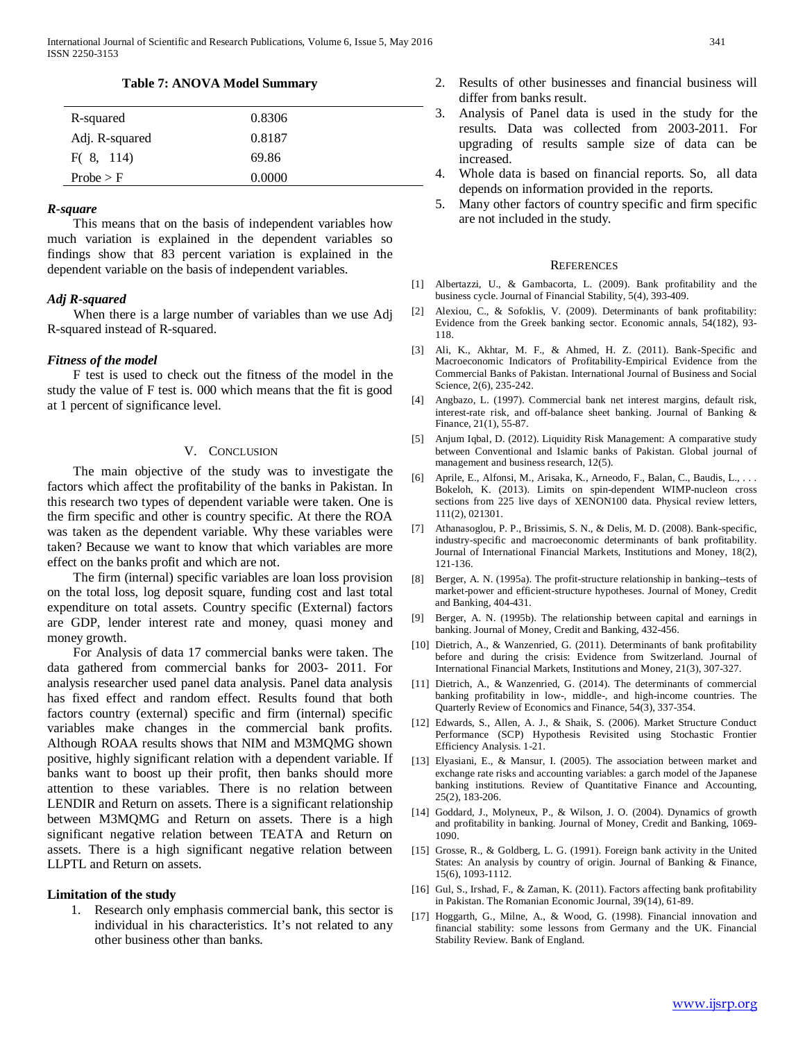**Table 7: ANOVA Model Summary**

| | |
|---|---|
| R-squared | 0.8306 |
| Adj. R-squared | 0.8187 |
| F( 8, 114) | 69.86 |
| Probe > F | 0.0000 |

***R-square***

This means that on the basis of independent variables how much variation is explained in the dependent variables so findings show that 83 percent variation is explained in the dependent variable on the basis of independent variables.

***Adj R-squared***

When there is a large number of variables than we use Adj R-squared instead of R-squared.

***Fitness of the model***

F test is used to check out the fitness of the model in the study the value of F test is. 000 which means that the fit is good at 1 percent of significance level.

## V. Conclusion

The main objective of the study was to investigate the factors which affect the profitability of the banks in Pakistan. In this research two types of dependent variable were taken. One is the firm specific and other is country specific. At there the ROA was taken as the dependent variable. Why these variables were taken? Because we want to know that which variables are more effect on the banks profit and which are not.

The firm (internal) specific variables are loan loss provision on the total loss, log deposit square, funding cost and last total expenditure on total assets. Country specific (External) factors are GDP, lender interest rate and money, quasi money and money growth.

For Analysis of data 17 commercial banks were taken. The data gathered from commercial banks for 2003- 2011. For analysis researcher used panel data analysis. Panel data analysis has fixed effect and random effect. Results found that both factors country (external) specific and firm (internal) specific variables make changes in the commercial bank profits. Although ROAA results shows that NIM and M3MQMG shown positive, highly significant relation with a dependent variable. If banks want to boost up their profit, then banks should more attention to these variables. There is no relation between LENDIR and Return on assets. There is a significant relationship between M3MQMG and Return on assets. There is a high significant negative relation between TEATA and Return on assets. There is a high significant negative relation between LLPTL and Return on assets.

**Limitation of the study**

1. Research only emphasis commercial bank, this sector is individual in his characteristics. It's not related to any other business other than banks.
2. Results of other businesses and financial business will differ from banks result.
3. Analysis of Panel data is used in the study for the results. Data was collected from 2003-2011. For upgrading of results sample size of data can be increased.
4. Whole data is based on financial reports. So, all data depends on information provided in the reports.
5. Many other factors of country specific and firm specific are not included in the study.

## References

[1] Albertazzi, U., & Gambacorta, L. (2009). Bank profitability and the business cycle. Journal of Financial Stability, 5(4), 393-409.

[2] Alexiou, C., & Sofoklis, V. (2009). Determinants of bank profitability: Evidence from the Greek banking sector. Economic annals, 54(182), 93-118.

[3] Ali, K., Akhtar, M. F., & Ahmed, H. Z. (2011). Bank-Specific and Macroeconomic Indicators of Profitability-Empirical Evidence from the Commercial Banks of Pakistan. International Journal of Business and Social Science, 2(6), 235-242.

[4] Angbazo, L. (1997). Commercial bank net interest margins, default risk, interest-rate risk, and off-balance sheet banking. Journal of Banking & Finance, 21(1), 55-87.

[5] Anjum Iqbal, D. (2012). Liquidity Risk Management: A comparative study between Conventional and Islamic banks of Pakistan. Global journal of management and business research, 12(5).

[6] Aprile, E., Alfonsi, M., Arisaka, K., Arneodo, F., Balan, C., Baudis, L., . . . Bokeloh, K. (2013). Limits on spin-dependent WIMP-nucleon cross sections from 225 live days of XENON100 data. Physical review letters, 111(2), 021301.

[7] Athanasoglou, P. P., Brissimis, S. N., & Delis, M. D. (2008). Bank-specific, industry-specific and macroeconomic determinants of bank profitability. Journal of International Financial Markets, Institutions and Money, 18(2), 121-136.

[8] Berger, A. N. (1995a). The profit-structure relationship in banking--tests of market-power and efficient-structure hypotheses. Journal of Money, Credit and Banking, 404-431.

[9] Berger, A. N. (1995b). The relationship between capital and earnings in banking. Journal of Money, Credit and Banking, 432-456.

[10] Dietrich, A., & Wanzenried, G. (2011). Determinants of bank profitability before and during the crisis: Evidence from Switzerland. Journal of International Financial Markets, Institutions and Money, 21(3), 307-327.

[11] Dietrich, A., & Wanzenried, G. (2014). The determinants of commercial banking profitability in low-, middle-, and high-income countries. The Quarterly Review of Economics and Finance, 54(3), 337-354.

[12] Edwards, S., Allen, A. J., & Shaik, S. (2006). Market Structure Conduct Performance (SCP) Hypothesis Revisited using Stochastic Frontier Efficiency Analysis. 1-21.

[13] Elyasiani, E., & Mansur, I. (2005). The association between market and exchange rate risks and accounting variables: a garch model of the Japanese banking institutions. Review of Quantitative Finance and Accounting, 25(2), 183-206.

[14] Goddard, J., Molyneux, P., & Wilson, J. O. (2004). Dynamics of growth and profitability in banking. Journal of Money, Credit and Banking, 1069-1090.

[15] Grosse, R., & Goldberg, L. G. (1991). Foreign bank activity in the United States: An analysis by country of origin. Journal of Banking & Finance, 15(6), 1093-1112.

[16] Gul, S., Irshad, F., & Zaman, K. (2011). Factors affecting bank profitability in Pakistan. The Romanian Economic Journal, 39(14), 61-89.

[17] Hoggarth, G., Milne, A., & Wood, G. (1998). Financial innovation and financial stability: some lessons from Germany and the UK. Financial Stability Review. Bank of England.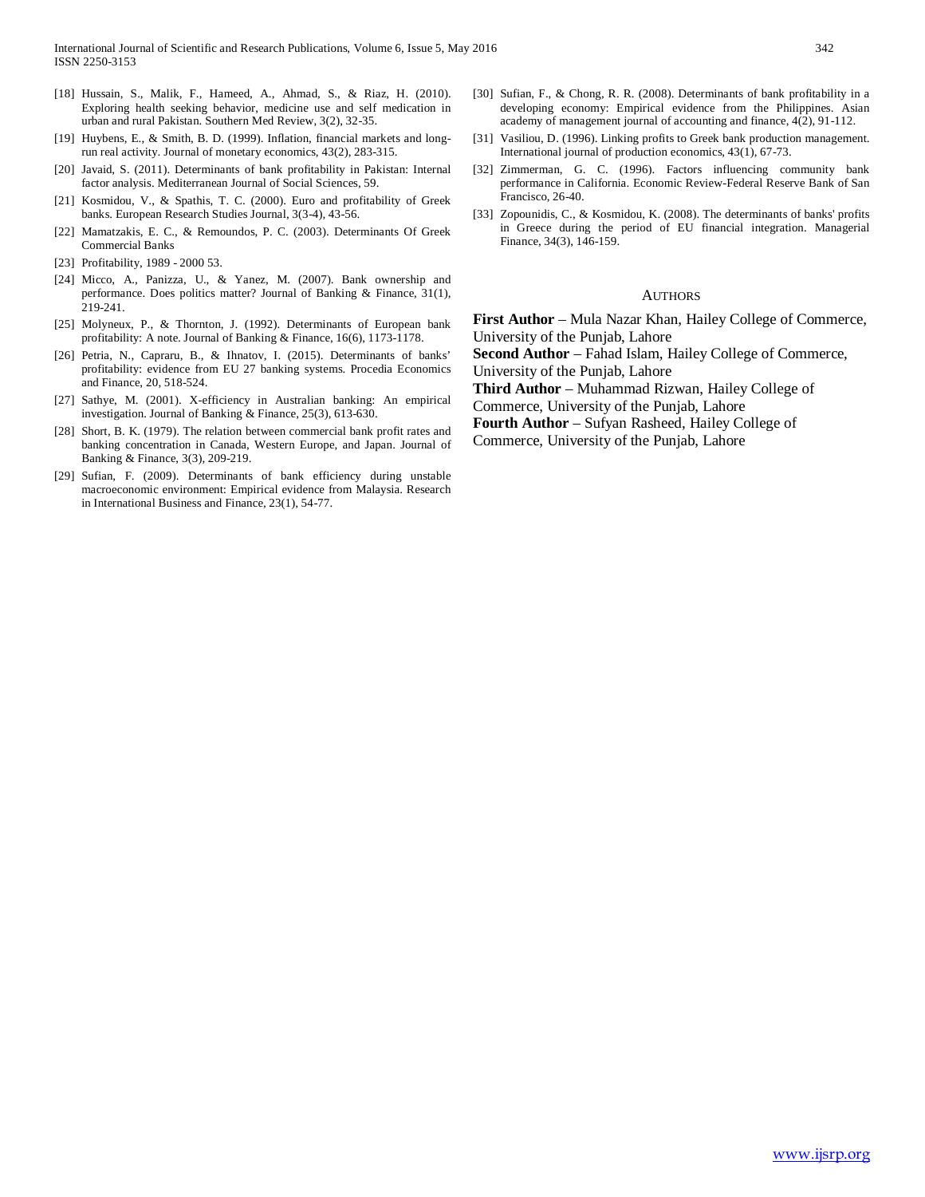[18] Hussain, S., Malik, F., Hameed, A., Ahmad, S., & Riaz, H. (2010). Exploring health seeking behavior, medicine use and self medication in urban and rural Pakistan. Southern Med Review, 3(2), 32-35.

[19] Huybens, E., & Smith, B. D. (1999). Inflation, financial markets and long-run real activity. Journal of monetary economics, 43(2), 283-315.

[20] Javaid, S. (2011). Determinants of bank profitability in Pakistan: Internal factor analysis. Mediterranean Journal of Social Sciences, 59.

[21] Kosmidou, V., & Spathis, T. C. (2000). Euro and profitability of Greek banks. European Research Studies Journal, 3(3-4), 43-56.

[22] Mamatzakis, E. C., & Remoundos, P. C. (2003). Determinants Of Greek Commercial Banks

[23] Profitability, 1989 - 2000 53.

[24] Micco, A., Panizza, U., & Yanez, M. (2007). Bank ownership and performance. Does politics matter? Journal of Banking & Finance, 31(1), 219-241.

[25] Molyneux, P., & Thornton, J. (1992). Determinants of European bank profitability: A note. Journal of Banking & Finance, 16(6), 1173-1178.

[26] Petria, N., Capraru, B., & Ihnatov, I. (2015). Determinants of banks' profitability: evidence from EU 27 banking systems. Procedia Economics and Finance, 20, 518-524.

[27] Sathye, M. (2001). X-efficiency in Australian banking: An empirical investigation. Journal of Banking & Finance, 25(3), 613-630.

[28] Short, B. K. (1979). The relation between commercial bank profit rates and banking concentration in Canada, Western Europe, and Japan. Journal of Banking & Finance, 3(3), 209-219.

[29] Sufian, F. (2009). Determinants of bank efficiency during unstable macroeconomic environment: Empirical evidence from Malaysia. Research in International Business and Finance, 23(1), 54-77.

[30] Sufian, F., & Chong, R. R. (2008). Determinants of bank profitability in a developing economy: Empirical evidence from the Philippines. Asian academy of management journal of accounting and finance, 4(2), 91-112.

[31] Vasiliou, D. (1996). Linking profits to Greek bank production management. International journal of production economics, 43(1), 67-73.

[32] Zimmerman, G. C. (1996). Factors influencing community bank performance in California. Economic Review-Federal Reserve Bank of San Francisco, 26-40.

[33] Zopounidis, C., & Kosmidou, K. (2008). The determinants of banks' profits in Greece during the period of EU financial integration. Managerial Finance, 34(3), 146-159.

## Authors

**First Author** – Mula Nazar Khan, Hailey College of Commerce, University of the Punjab, Lahore

**Second Author** – Fahad Islam, Hailey College of Commerce, University of the Punjab, Lahore

**Third Author** – Muhammad Rizwan, Hailey College of Commerce, University of the Punjab, Lahore

**Fourth Author** – Sufyan Rasheed, Hailey College of Commerce, University of the Punjab, Lahore